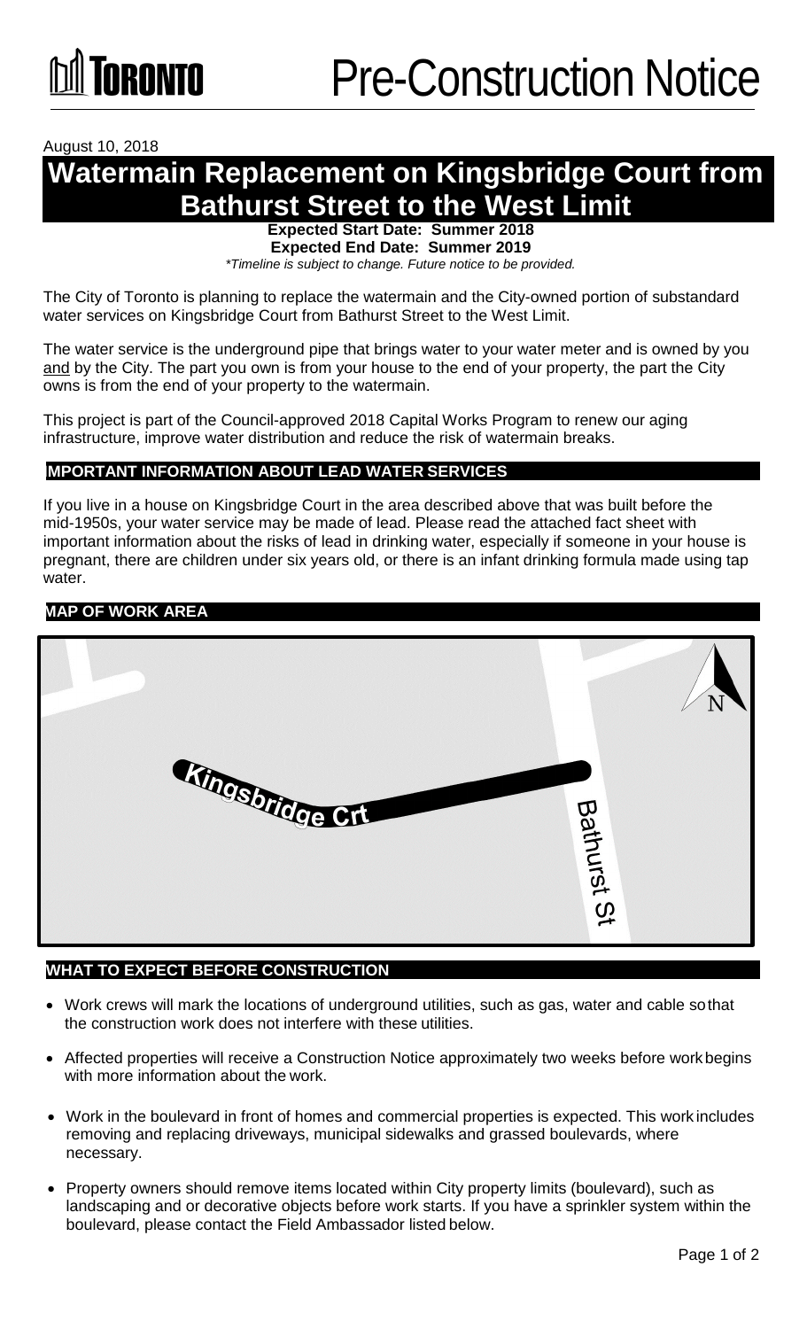Toronto

# Pre-Construction Notice

August 10, 2018

## Watermain Replacement on Kingsbridge Court from Bathurst Street to the West Limit

**Expected Start Date: Summer 2018**
**Expected End Date: Summer 2019**

*\*Timeline is subject to change. Future notice to be provided.*

The City of Toronto is planning to replace the watermain and the City-owned portion of substandard water services on Kingsbridge Court from Bathurst Street to the West Limit.

The water service is the underground pipe that brings water to your water meter and is owned by you and by the City. The part you own is from your house to the end of your property, the part the City owns is from the end of your property to the watermain.

This project is part of the Council-approved 2018 Capital Works Program to renew our aging infrastructure, improve water distribution and reduce the risk of watermain breaks.

### IMPORTANT INFORMATION ABOUT LEAD WATER SERVICES

If you live in a house on Kingsbridge Court in the area described above that was built before the mid-1950s, your water service may be made of lead. Please read the attached fact sheet with important information about the risks of lead in drinking water, especially if someone in your house is pregnant, there are children under six years old, or there is an infant drinking formula made using tap water.

### MAP OF WORK AREA

Kingsbridge Crt

Bathurst St

N

### WHAT TO EXPECT BEFORE CONSTRUCTION

- Work crews will mark the locations of underground utilities, such as gas, water and cable so that the construction work does not interfere with these utilities.
- Affected properties will receive a Construction Notice approximately two weeks before work begins with more information about the work.
- Work in the boulevard in front of homes and commercial properties is expected. This work includes removing and replacing driveways, municipal sidewalks and grassed boulevards, where necessary.
- Property owners should remove items located within City property limits (boulevard), such as landscaping and or decorative objects before work starts. If you have a sprinkler system within the boulevard, please contact the Field Ambassador listed below.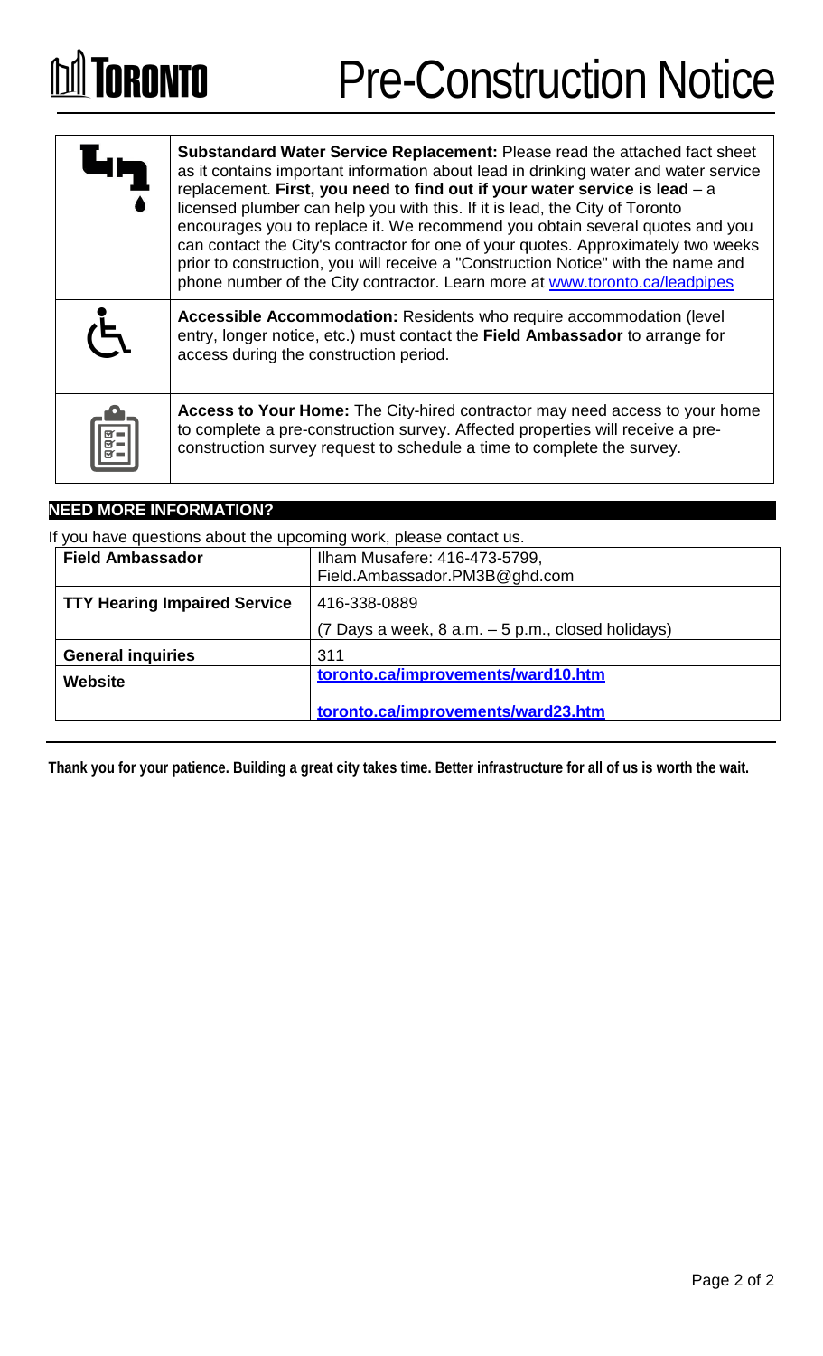# Pre-Construction Notice

| | |
|---|---|
| | **Substandard Water Service Replacement:** Please read the attached fact sheet as it contains important information about lead in drinking water and water service replacement. **First, you need to find out if your water service is lead** – a licensed plumber can help you with this. If it is lead, the City of Toronto encourages you to replace it. We recommend you obtain several quotes and you can contact the City's contractor for one of your quotes. Approximately two weeks prior to construction, you will receive a "Construction Notice" with the name and phone number of the City contractor. Learn more at www.toronto.ca/leadpipes |
| | **Accessible Accommodation:** Residents who require accommodation (level entry, longer notice, etc.) must contact the **Field Ambassador** to arrange for access during the construction period. |
| | **Access to Your Home:** The City-hired contractor may need access to your home to complete a pre-construction survey. Affected properties will receive a pre-construction survey request to schedule a time to complete the survey. |

## NEED MORE INFORMATION?

If you have questions about the upcoming work, please contact us.

| | |
|---|---|
| **Field Ambassador** | Ilham Musafere: 416-473-5799, Field.Ambassador.PM3B@ghd.com |
| **TTY Hearing Impaired Service** | 416-338-0889<br>(7 Days a week, 8 a.m. – 5 p.m., closed holidays) |
| **General inquiries** | 311 |
| **Website** | **toronto.ca/improvements/ward10.htm**<br>**toronto.ca/improvements/ward23.htm** |

**Thank you for your patience. Building a great city takes time. Better infrastructure for all of us is worth the wait.**